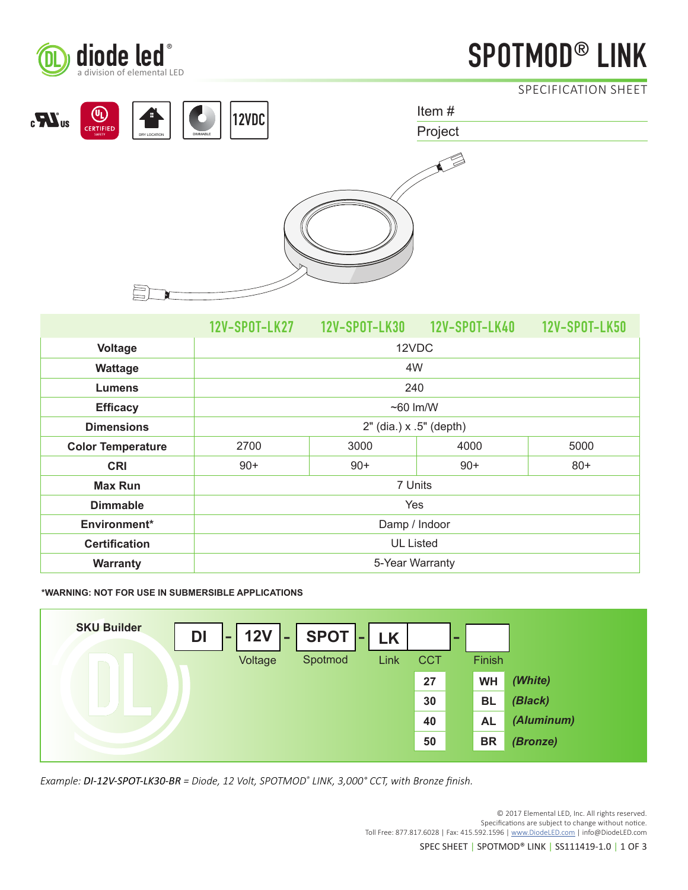diode led®
a division of elemental LED

# SPOTMOD® LINK

SPECIFICATION SHEET

12VDC

Item #

Project

| | 12V-SPOT-LK27 | 12V-SPOT-LK30 | 12V-SPOT-LK40 | 12V-SPOT-LK50 |
|---|---|---|---|---|
| **Voltage** | 12VDC | | | |
| **Wattage** | 4W | | | |
| **Lumens** | 240 | | | |
| **Efficacy** | ~60 lm/W | | | |
| **Dimensions** | 2" (dia.) x .5" (depth) | | | |
| **Color Temperature** | 2700 | 3000 | 4000 | 5000 |
| **CRI** | 90+ | 90+ | 90+ | 80+ |
| **Max Run** | 7 Units | | | |
| **Dimmable** | Yes | | | |
| **Environment*** | Damp / Indoor | | | |
| **Certification** | UL Listed | | | |
| **Warranty** | 5-Year Warranty | | | |

***WARNING: NOT FOR USE IN SUBMERSIBLE APPLICATIONS**

**SKU Builder**

DI - 12V - SPOT - LK [CCT] - [Finish]

| Field | Options |
|---|---|
| 12V | Voltage |
| SPOT | Spotmod |
| LK | Link |
| CCT | 27, 30, 40, 50 |
| Finish | WH *(White)*, BL *(Black)*, AL *(Aluminum)*, BR *(Bronze)* |

*Example: **DI-12V-SPOT-LK30-BR** = Diode, 12 Volt, SPOTMOD® LINK, 3,000° CCT, with Bronze finish.*

© 2017 Elemental LED, Inc. All rights reserved.
Specifications are subject to change without notice.
Toll Free: 877.817.6028 | Fax: 415.592.1596 | www.DiodeLED.com | info@DiodeLED.com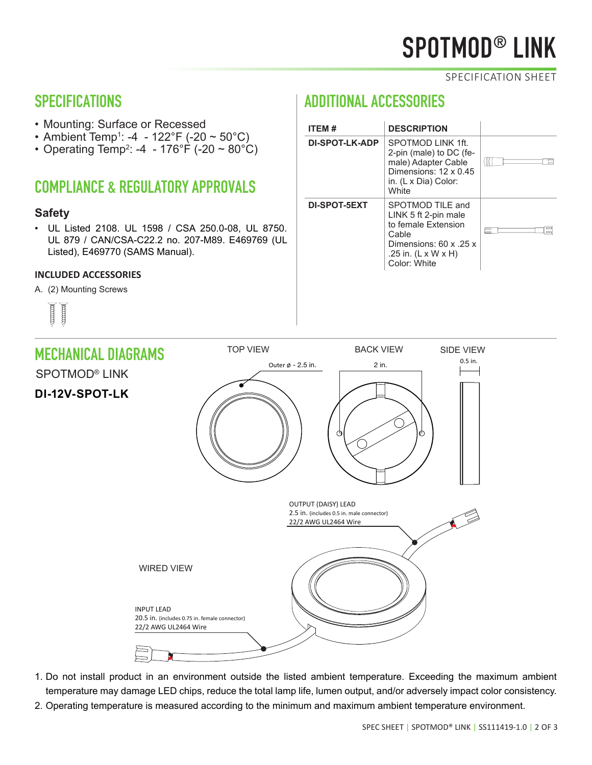# SPOTMOD® LINK

SPECIFICATION SHEET

## SPECIFICATIONS

- Mounting: Surface or Recessed
- Ambient Temp[1]: -4 - 122°F (-20 ~ 50°C)
- Operating Temp[2]: -4 - 176°F (-20 ~ 80°C)

## COMPLIANCE & REGULATORY APPROVALS

### Safety

- UL Listed 2108. UL 1598 / CSA 250.0-08, UL 8750. UL 879 / CAN/CSA-C22.2 no. 207-M89. E469769 (UL Listed), E469770 (SAMS Manual).

#### INCLUDED ACCESSORIES

A. (2) Mounting Screws

## ADDITIONAL ACCESSORIES

| ITEM # | DESCRIPTION | |
|---|---|---|
| DI-SPOT-LK-ADP | SPOTMOD LINK 1ft. 2-pin (male) to DC (female) Adapter Cable Dimensions: 12 x 0.45 in. (L x Dia) Color: White | |
| DI-SPOT-5EXT | SPOTMOD TILE and LINK 5 ft 2-pin male to female Extension Cable Dimensions: 60 x .25 x .25 in. (L x W x H) Color: White | |

## MECHANICAL DIAGRAMS

SPOTMOD® LINK

**DI-12V-SPOT-LK**

TOP VIEW

Outer ø - 2.5 in.

BACK VIEW

2 in.

SIDE VIEW

0.5 in.

WIRED VIEW

OUTPUT (DAISY) LEAD
2.5 in. (includes 0.5 in. male connector)
22/2 AWG UL2464 Wire

INPUT LEAD
20.5 in. (includes 0.75 in. female connector)
22/2 AWG UL2464 Wire

1. Do not install product in an environment outside the listed ambient temperature. Exceeding the maximum ambient temperature may damage LED chips, reduce the total lamp life, lumen output, and/or adversely impact color consistency.
2. Operating temperature is measured according to the minimum and maximum ambient temperature environment.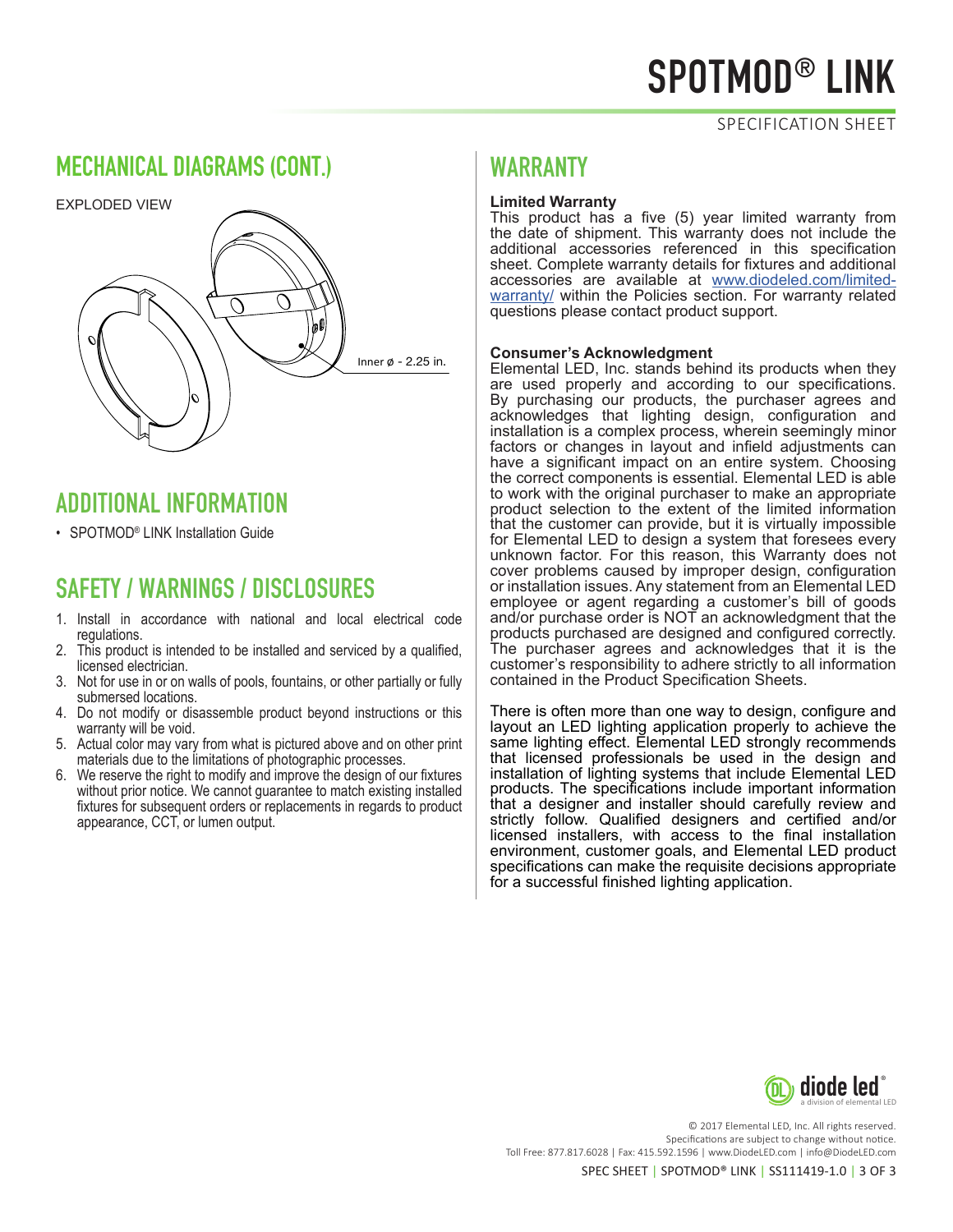# SPOTMOD® LINK

SPECIFICATION SHEET

## MECHANICAL DIAGRAMS (CONT.)

EXPLODED VIEW

Inner ø - 2.25 in.

## ADDITIONAL INFORMATION

- SPOTMOD® LINK Installation Guide

## SAFETY / WARNINGS / DISCLOSURES

1. Install in accordance with national and local electrical code regulations.
2. This product is intended to be installed and serviced by a qualified, licensed electrician.
3. Not for use in or on walls of pools, fountains, or other partially or fully submersed locations.
4. Do not modify or disassemble product beyond instructions or this warranty will be void.
5. Actual color may vary from what is pictured above and on other print materials due to the limitations of photographic processes.
6. We reserve the right to modify and improve the design of our fixtures without prior notice. We cannot guarantee to match existing installed fixtures for subsequent orders or replacements in regards to product appearance, CCT, or lumen output.

## WARRANTY

**Limited Warranty**

This product has a five (5) year limited warranty from the date of shipment. This warranty does not include the additional accessories referenced in this specification sheet. Complete warranty details for fixtures and additional accessories are available at www.diodeled.com/limited-warranty/ within the Policies section. For warranty related questions please contact product support.

**Consumer's Acknowledgment**

Elemental LED, Inc. stands behind its products when they are used properly and according to our specifications. By purchasing our products, the purchaser agrees and acknowledges that lighting design, configuration and installation is a complex process, wherein seemingly minor factors or changes in layout and infield adjustments can have a significant impact on an entire system. Choosing the correct components is essential. Elemental LED is able to work with the original purchaser to make an appropriate product selection to the extent of the limited information that the customer can provide, but it is virtually impossible for Elemental LED to design a system that foresees every unknown factor. For this reason, this Warranty does not cover problems caused by improper design, configuration or installation issues. Any statement from an Elemental LED employee or agent regarding a customer's bill of goods and/or purchase order is NOT an acknowledgment that the products purchased are designed and configured correctly. The purchaser agrees and acknowledges that it is the customer's responsibility to adhere strictly to all information contained in the Product Specification Sheets.

There is often more than one way to design, configure and layout an LED lighting application properly to achieve the same lighting effect. Elemental LED strongly recommends that licensed professionals be used in the design and installation of lighting systems that include Elemental LED products. The specifications include important information that a designer and installer should carefully review and strictly follow. Qualified designers and certified and/or licensed installers, with access to the final installation environment, customer goals, and Elemental LED product specifications can make the requisite decisions appropriate for a successful finished lighting application.

diode led® a division of elemental LED

© 2017 Elemental LED, Inc. All rights reserved.
Specifications are subject to change without notice.
Toll Free: 877.817.6028 | Fax: 415.592.1596 | www.DiodeLED.com | info@DiodeLED.com